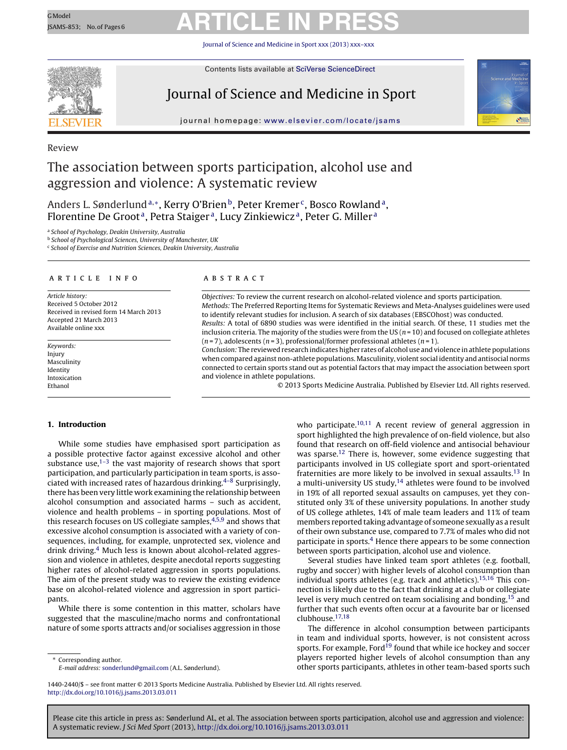Review

# The association between sports participation, alcohol use and aggression and violence: A systematic review

Anders L. Sønderlund[a,*], Kerry O'Brien[b], Peter Kremer[c], Bosco Rowland[a], Florentine De Groot[a], Petra Staiger[a], Lucy Zinkiewicz[a], Peter G. Miller[a]

[a] School of Psychology, Deakin University, Australia
[b] School of Psychological Sciences, University of Manchester, UK
[c] School of Exercise and Nutrition Sciences, Deakin University, Australia

**ARTICLE INFO**

*Article history:*
Received 5 October 2012
Received in revised form 14 March 2013
Accepted 21 March 2013
Available online xxx

*Keywords:*
Injury
Masculinity
Identity
Intoxication
Ethanol

**ABSTRACT**

*Objectives:* To review the current research on alcohol-related violence and sports participation.
*Methods:* The Preferred Reporting Items for Systematic Reviews and Meta-Analyses guidelines were used to identify relevant studies for inclusion. A search of six databases (EBSCOhost) was conducted.
*Results:* A total of 6890 studies was were identified in the initial search. Of these, 11 studies met the inclusion criteria. The majority of the studies were from the US ($n = 10$) and focused on collegiate athletes ($n = 7$), adolescents ($n = 3$), professional/former professional athletes ($n = 1$).
*Conclusion:* The reviewed research indicates higher rates of alcohol use and violence in athlete populations when compared against non-athlete populations. Masculinity, violent social identity and antisocial norms connected to certain sports stand out as potential factors that may impact the association between sport and violence in athlete populations.

© 2013 Sports Medicine Australia. Published by Elsevier Ltd. All rights reserved.

## 1. Introduction

While some studies have emphasised sport participation as a possible protective factor against excessive alcohol and other substance use,[1–3] the vast majority of research shows that sport participation, and particularly participation in team sports, is associated with increased rates of hazardous drinking.[4–8] Surprisingly, there has been very little work examining the relationship between alcohol consumption and associated harms – such as accident, violence and health problems – in sporting populations. Most of this research focuses on US collegiate samples,[4,5,9] and shows that excessive alcohol consumption is associated with a variety of consequences, including, for example, unprotected sex, violence and drink driving.[4] Much less is known about alcohol-related aggression and violence in athletes, despite anecdotal reports suggesting higher rates of alcohol-related aggression in sports populations. The aim of the present study was to review the existing evidence base on alcohol-related violence and aggression in sport participants.

While there is some contention in this matter, scholars have suggested that the masculine/macho norms and confrontational nature of some sports attracts and/or socialises aggression in those who participate.[10,11] A recent review of general aggression in sport highlighted the high prevalence of on-field violence, but also found that research on off-field violence and antisocial behaviour was sparse.[12] There is, however, some evidence suggesting that participants involved in US collegiate sport and sport-oriented fraternities are more likely to be involved in sexual assaults.[13] In a multi-university US study,[14] athletes were found to be involved in 19% of all reported sexual assaults on campuses, yet they constituted only 3% of these university populations. In another study of US college athletes, 14% of male team leaders and 11% of team members reported taking advantage of someone sexually as a result of their own substance use, compared to 7.7% of males who did not participate in sports.[4] Hence there appears to be some connection between sports participation, alcohol use and violence.

Several studies have linked team sport athletes (e.g. football, rugby and soccer) with higher levels of alcohol consumption than individual sports athletes (e.g. track and athletics).[15,16] This connection is likely due to the fact that drinking at a club or collegiate level is very much centred on team socialising and bonding,[15] and further that such events often occur at a favourite bar or licensed clubhouse.[17,18]

The difference in alcohol consumption between participants in team and individual sports, however, is not consistent across sports. For example, Ford[19] found that while ice hockey and soccer players reported higher levels of alcohol consumption than any other sports participants, athletes in other team-based sports such

\* Corresponding author.
E-mail address: sonderlund@gmail.com (A.L. Sønderlund).

1440-2440/$ – see front matter © 2013 Sports Medicine Australia. Published by Elsevier Ltd. All rights reserved.
http://dx.doi.org/10.1016/j.jsams.2013.03.011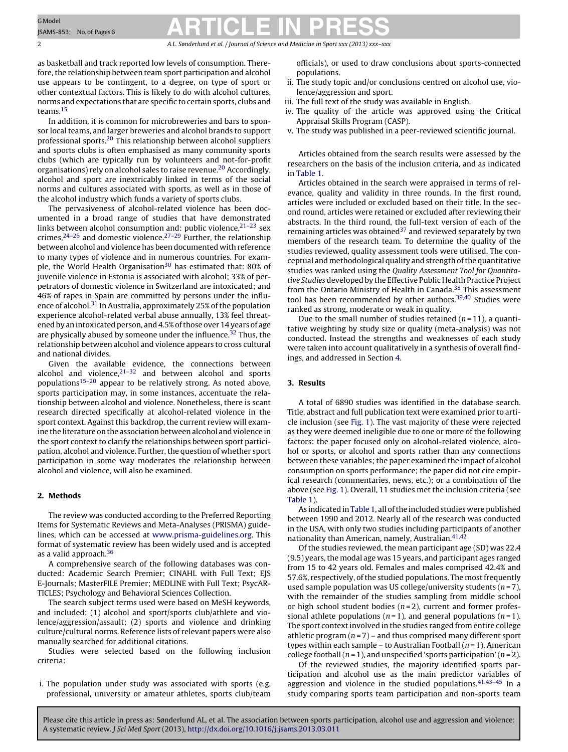as basketball and track reported low levels of consumption. Therefore, the relationship between team sport participation and alcohol use appears to be contingent, to a degree, on type of sport or other contextual factors. This is likely to do with alcohol cultures, norms and expectations that are specific to certain sports, clubs and teams.[15]

In addition, it is common for microbreweries and bars to sponsor local teams, and larger breweries and alcohol brands to support professional sports.[20] This relationship between alcohol suppliers and sports clubs is often emphasised as many community sports clubs (which are typically run by volunteers and not-for-profit organisations) rely on alcohol sales to raise revenue.[20] Accordingly, alcohol and sport are inextricably linked in terms of the social norms and cultures associated with sports, as well as in those of the alcohol industry which funds a variety of sports clubs.

The pervasiveness of alcohol-related violence has been documented in a broad range of studies that have demonstrated links between alcohol consumption and: public violence,[21–23] sex crimes,[24–26] and domestic violence.[27–29] Further, the relationship between alcohol and violence has been documented with reference to many types of violence and in numerous countries. For example, the World Health Organisation[30] has estimated that: 80% of juvenile violence in Estonia is associated with alcohol; 33% of perpetrators of domestic violence in Switzerland are intoxicated; and 46% of rapes in Spain are committed by persons under the influence of alcohol.[31] In Australia, approximately 25% of the population experience alcohol-related verbal abuse annually, 13% feel threatened by an intoxicated person, and 4.5% of those over 14 years of age are physically abused by someone under the influence.[32] Thus, the relationship between alcohol and violence appears to cross cultural and national divides.

Given the available evidence, the connections between alcohol and violence,[21–32] and between alcohol and sports populations[15–20] appear to be relatively strong. As noted above, sports participation may, in some instances, accentuate the relationship between alcohol and violence. Nonetheless, there is scant research directed specifically at alcohol-related violence in the sport context. Against this backdrop, the current review will examine the literature on the association between alcohol and violence in the sport context to clarify the relationships between sport participation, alcohol and violence. Further, the question of whether sport participation in some way moderates the relationship between alcohol and violence, will also be examined.

## 2. Methods

The review was conducted according to the Preferred Reporting Items for Systematic Reviews and Meta-Analyses (PRISMA) guidelines, which can be accessed at www.prisma-guidelines.org. This format of systematic review has been widely used and is accepted as a valid approach.[36]

A comprehensive search of the following databases was conducted: Academic Search Premier; CINAHL with Full Text; EJS E-Journals; MasterFILE Premier; MEDLINE with Full Text; PsycARTICLES; Psychology and Behavioral Sciences Collection.

The search subject terms used were based on MeSH keywords, and included: (1) alcohol and sport/sports club/athlete and violence/aggression/assault; (2) sports and violence and drinking culture/cultural norms. Reference lists of relevant papers were also manually searched for additional citations.

Studies were selected based on the following inclusion criteria:

i. The population under study was associated with sports (e.g. professional, university or amateur athletes, sports club/team officials), or used to draw conclusions about sports-connected populations.
ii. The study topic and/or conclusions centred on alcohol use, violence/aggression and sport.
iii. The full text of the study was available in English.
iv. The quality of the article was approved using the Critical Appraisal Skills Program (CASP).
v. The study was published in a peer-reviewed scientific journal.

Articles obtained from the search results were assessed by the researchers on the basis of the inclusion criteria, and as indicated in Table 1.

Articles obtained in the search were appraised in terms of relevance, quality and validity in three rounds. In the first round, articles were included or excluded based on their title. In the second round, articles were retained or excluded after reviewing their abstracts. In the third round, the full-text version of each of the remaining articles was obtained[37] and reviewed separately by two members of the research team. To determine the quality of the studies reviewed, quality assessment tools were utilised. The conceptual and methodological quality and strength of the quantitative studies was ranked using the *Quality Assessment Tool for Quantitative Studies* developed by the Effective Public Health Practice Project from the Ontario Ministry of Health in Canada.[38] This assessment tool has been recommended by other authors.[39,40] Studies were ranked as strong, moderate or weak in quality.

Due to the small number of studies retained ($n = 11$), a quantitative weighting by study size or quality (meta-analysis) was not conducted. Instead the strengths and weaknesses of each study were taken into account qualitatively in a synthesis of overall findings, and addressed in Section 4.

## 3. Results

A total of 6890 studies was identified in the database search. Title, abstract and full publication text were examined prior to article inclusion (see Fig. 1). The vast majority of these were rejected as they were deemed ineligible due to one or more of the following factors: the paper focused only on alcohol-related violence, alcohol or sports, or alcohol and sports rather than any connections between these variables; the paper examined the impact of alcohol consumption on sports performance; the paper did not cite empirical research (commentaries, news, etc.); or a combination of the above (see Fig. 1). Overall, 11 studies met the inclusion criteria (see Table 1).

As indicated in Table 1, all of the included studies were published between 1990 and 2012. Nearly all of the research was conducted in the USA, with only two studies including participants of another nationality than American, namely, Australian.[41,42]

Of the studies reviewed, the mean participant age (SD) was 22.4 (9.5) years, the modal age was 15 years, and participant ages ranged from 15 to 42 years old. Females and males comprised 42.4% and 57.6%, respectively, of the studied populations. The most frequently used sample population was US college/university students ($n = 7$), with the remainder of the studies sampling from middle school or high school student bodies ($n = 2$), current and former professional athlete populations ($n = 1$), and general populations ($n = 1$). The sport context involved in the studies ranged from entire college athletic program ($n = 7$) – and thus comprised many different sport types within each sample – to Australian Football ($n = 1$), American college football ($n = 1$), and unspecified 'sports participation' ($n = 2$).

Of the reviewed studies, the majority identified sports participation and alcohol use as the main predictor variables of aggression and violence in the studied populations.[41,43–45] In a study comparing sports team participation and non-sports team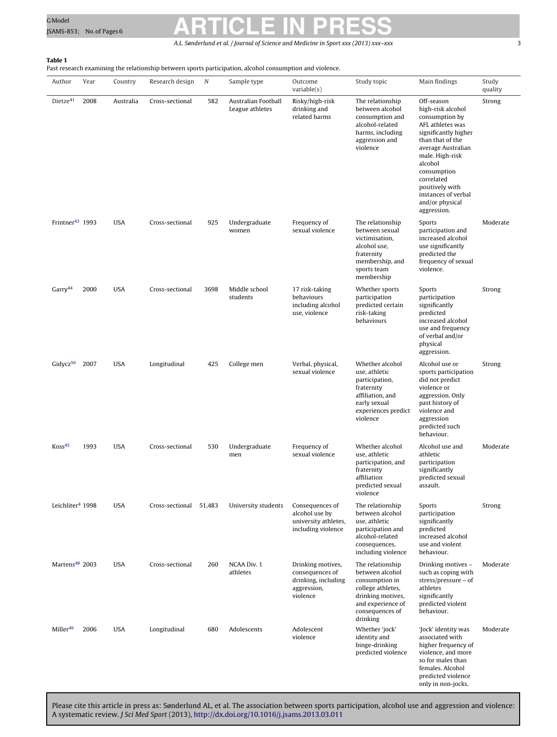**Table 1**
Past research examining the relationship between sports participation, alcohol consumption and violence.

| Author | Year | Country | Research design | N | Sample type | Outcome variable(s) | Study topic | Main findings | Study quality |
|---|---|---|---|---|---|---|---|---|---|
| Dietze[41] | 2008 | Australia | Cross-sectional | 582 | Australian Football League athletes | Risky/high-risk drinking and related harms | The relationship between alcohol consumption and alcohol-related harms, including aggression and violence | Off-season high-risk alcohol consumption by AFL athletes was significantly higher than that of the average Australian male. High-risk alcohol consumption correlated positively with instances of verbal and/or physical aggression. | Strong |
| Frintner[43] | 1993 | USA | Cross-sectional | 925 | Undergraduate women | Frequency of sexual violence | The relationship between sexual victimisation, alcohol use, fraternity membership, and sports team membership | Sports participation and increased alcohol use significantly predicted the frequency of sexual violence. | Moderate |
| Garry[44] | 2000 | USA | Cross-sectional | 3698 | Middle school students | 17 risk-taking behaviours including alcohol use, violence | Whether sports participation predicted certain risk-taking behaviours | Sports participation significantly predicted increased alcohol use and frequency of verbal and/or physical aggression. | Strong |
| Gidycz[50] | 2007 | USA | Longitudinal | 425 | College men | Verbal, physical, sexual violence | Whether alcohol use, athletic participation, fraternity affiliation, and early sexual experiences predict violence | Alcohol use or sports participation did not predict violence or aggression. Only past history of violence and aggression predicted such behaviour. | Strong |
| Koss[45] | 1993 | USA | Cross-sectional | 530 | Undergraduate men | Frequency of sexual violence | Whether alcohol use, athletic participation, and fraternity affiliation predicted sexual violence | Alcohol use and athletic participation significantly predicted sexual assault. | Moderate |
| Leichliter[4] | 1998 | USA | Cross-sectional | 51,483 | University students | Consequences of alcohol use by university athletes, including violence | The relationship between alcohol use, athletic participation and alcohol-related consequences, including violence | Sports participation significantly predicted increased alcohol use and violent behaviour. | Strong |
| Martens[48] | 2003 | USA | Cross-sectional | 260 | NCAA Div. 1 athletes | Drinking motives, consequences of drinking, including aggression, violence | The relationship between alcohol consumption in college athletes, drinking motives, and experience of consequences of drinking | Drinking motives – such as coping with stress/pressure – of athletes significantly predicted violent behaviour. | Moderate |
| Miller[49] | 2006 | USA | Longitudinal | 680 | Adolescents | Adolescent violence | Whether 'jock' identity and binge-drinking predicted violence | 'Jock' identity was associated with higher frequency of violence, and more so for males than females. Alcohol predicted violence only in non-jocks. | Moderate |

Please cite this article in press as: Sønderlund AL, et al. The association between sports participation, alcohol use and aggression and violence: A systematic review. *J Sci Med Sport* (2013), http://dx.doi.org/10.1016/j.jsams.2013.03.011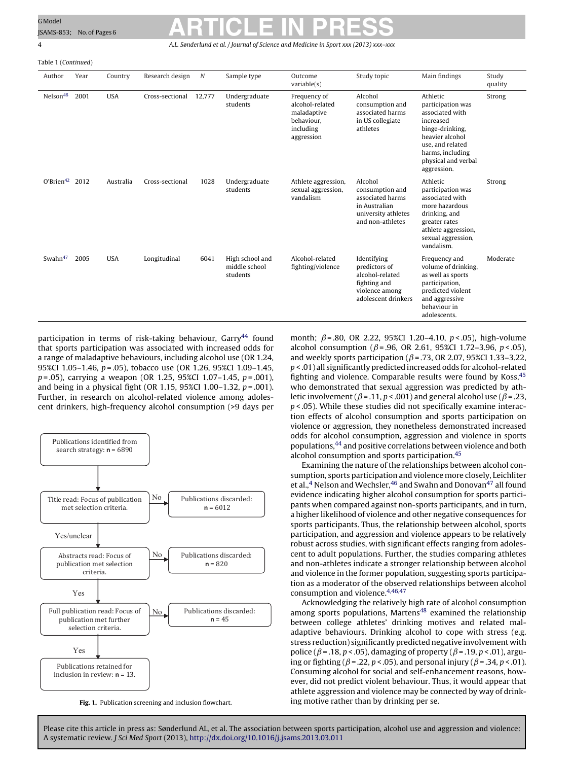Table 1 (*Continued*)

| Author | Year | Country | Research design | N | Sample type | Outcome variable(s) | Study topic | Main findings | Study quality |
|---|---|---|---|---|---|---|---|---|---|
| Nelson[46] | 2001 | USA | Cross-sectional | 12,777 | Undergraduate students | Frequency of alcohol-related maladaptive behaviour, including aggression | Alcohol consumption and associated harms in US collegiate athletes | Athletic participation was associated with increased binge-drinking, heavier alcohol use, and related harms, including physical and verbal aggression. | Strong |
| O'Brien[42] | 2012 | Australia | Cross-sectional | 1028 | Undergraduate students | Athlete aggression, sexual aggression, vandalism | Alcohol consumption and associated harms in Australian university athletes and non-athletes | Athletic participation was associated with more hazardous drinking, and greater rates athlete aggression, sexual aggression, vandalism. | Strong |
| Swahn[47] | 2005 | USA | Longitudinal | 6041 | High school and middle school students | Alcohol-related fighting/violence | Identifying predictors of alcohol-related fighting and violence among adolescent drinkers | Frequency and volume of drinking, as well as sports participation, predicted violent and aggressive behaviour in adolescents. | Moderate |

participation in terms of risk-taking behaviour, Garry[44] found that sports participation was associated with increased odds for a range of maladaptive behaviours, including alcohol use (OR 1.24, 95%CI 1.05–1.46, $p = .05$), tobacco use (OR 1.26, 95%CI 1.09–1.45, $p = .05$), carrying a weapon (OR 1.25, 95%CI 1.07–1.45, $p = .001$), and being in a physical fight (OR 1.15, 95%CI 1.00–1.32, $p = .001$). Further, in research on alcohol-related violence among adolescent drinkers, high-frequency alcohol consumption (>9 days per month; $\beta = .80$, OR 2.22, 95%CI 1.20–4.10, $p < .05$), high-volume alcohol consumption ($\beta = .96$, OR 2.61, 95%CI 1.72–3.96, $p < .05$), and weekly sports participation ($\beta = .73$, OR 2.07, 95%CI 1.33–3.22, $p < .01$) all significantly predicted increased odds for alcohol-related fighting and violence. Comparable results were found by Koss,[45] who demonstrated that sexual aggression was predicted by athletic involvement ($\beta = .11$, $p < .001$) and general alcohol use ($\beta = .23$, $p < .05$). While these studies did not specifically examine interaction effects of alcohol consumption and sports participation on violence or aggression, they nonetheless demonstrated increased odds for alcohol consumption, aggression and violence in sports populations,[44] and positive correlations between violence and both alcohol consumption and sports participation.[45]

Publications identified from search strategy: n = 6890
→ Title read: Focus of publication met selection criteria. — No → Publications discarded: n = 6012
→ Yes/unclear → Abstracts read: Focus of publication met selection criteria. — No → Publications discarded: n = 820
→ Yes → Full publication read: Focus of publication met further selection criteria. — No → Publications discarded: n = 45
→ Yes → Publications retained for inclusion in review: n = 13.

**Fig. 1.** Publication screening and inclusion flowchart.

Examining the nature of the relationships between alcohol consumption, sports participation and violence more closely, Leichliter et al.,[4] Nelson and Wechsler,[46] and Swahn and Donovan[47] all found evidence indicating higher alcohol consumption for sports participants when compared against non-sports participants, and in turn, a higher likelihood of violence and other negative consequences for sports participants. Thus, the relationship between alcohol, sports participation, and aggression and violence appears to be relatively robust across studies, with significant effects ranging from adolescent to adult populations. Further, the studies comparing athletes and non-athletes indicate a stronger relationship between alcohol and violence in the former population, suggesting sports participation as a moderator of the observed relationships between alcohol consumption and violence.[4,46,47]

Acknowledging the relatively high rate of alcohol consumption among sports populations, Martens[48] examined the relationship between college athletes' drinking motives and related maladaptive behaviours. Drinking alcohol to cope with stress (e.g. stress reduction) significantly predicted negative involvement with police ($\beta = .18$, $p < .05$), damaging of property ($\beta = .19$, $p < .01$), arguing or fighting ($\beta = .22$, $p < .05$), and personal injury ($\beta = .34$, $p < .01$). Consuming alcohol for social and self-enhancement reasons, however, did not predict violent behaviour. Thus, it would appear that athlete aggression and violence may be connected by way of drinking motive rather than by drinking per se.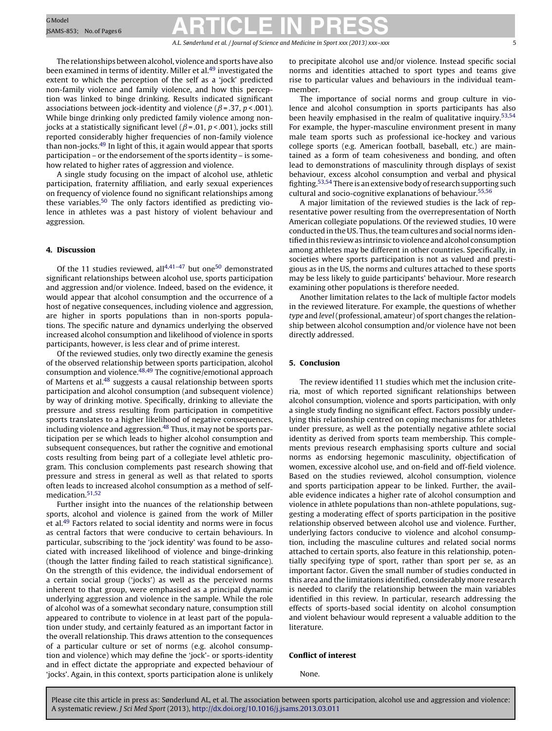The relationships between alcohol, violence and sports have also been examined in terms of identity. Miller et al.[49] investigated the extent to which the perception of the self as a 'jock' predicted non-family violence and family violence, and how this perception was linked to binge drinking. Results indicated significant associations between jock-identity and violence ($\beta = .37$, $p < .001$). While binge drinking only predicted family violence among non-jocks at a statistically significant level ($\beta = .01$, $p < .001$), jocks still reported considerably higher frequencies of non-family violence than non-jocks.[49] In light of this, it again would appear that sports participation – or the endorsement of the sports identity – is somehow related to higher rates of aggression and violence.

A single study focusing on the impact of alcohol use, athletic participation, fraternity affiliation, and early sexual experiences on frequency of violence found no significant relationships among these variables.[50] The only factors identified as predicting violence in athletes was a past history of violent behaviour and aggression.

## 4. Discussion

Of the 11 studies reviewed, all[4,41–47] but one[50] demonstrated significant relationships between alcohol use, sports participation and aggression and/or violence. Indeed, based on the evidence, it would appear that alcohol consumption and the occurrence of a host of negative consequences, including violence and aggression, are higher in sports populations than in non-sports populations. The specific nature and dynamics underlying the observed increased alcohol consumption and likelihood of violence in sports participants, however, is less clear and of prime interest.

Of the reviewed studies, only two directly examine the genesis of the observed relationship between sports participation, alcohol consumption and violence.[48,49] The cognitive/emotional approach of Martens et al.[48] suggests a causal relationship between sports participation and alcohol consumption (and subsequent violence) by way of drinking motive. Specifically, drinking to alleviate the pressure and stress resulting from participation in competitive sports translates to a higher likelihood of negative consequences, including violence and aggression.[48] Thus, it may not be sports participation per se which leads to higher alcohol consumption and subsequent consequences, but rather the cognitive and emotional costs resulting from being part of a collegiate level athletic program. This conclusion complements past research showing that pressure and stress in general as well as that related to sports often leads to increased alcohol consumption as a method of self-medication.[51,52]

Further insight into the nuances of the relationship between sports, alcohol and violence is gained from the work of Miller et al.[49] Factors related to social identity and norms were in focus as central factors that were conducive to certain behaviours. In particular, subscribing to the 'jock identity' was found to be associated with increased likelihood of violence and binge-drinking (though the latter finding failed to reach statistical significance). On the strength of this evidence, the individual endorsement of a certain social group ('jocks') as well as the perceived norms inherent to that group, were emphasised as a principal dynamic underlying aggression and violence in the sample. While the role of alcohol was of a somewhat secondary nature, consumption still appeared to contribute to violence in at least part of the population under study, and certainly featured as an important factor in the overall relationship. This draws attention to the consequences of a particular culture or set of norms (e.g. alcohol consumption and violence) which may define the 'jock'- or sports-identity and in effect dictate the appropriate and expected behaviour of 'jocks'. Again, in this context, sports participation alone is unlikely to precipitate alcohol use and/or violence. Instead specific social norms and identities attached to sport types and teams give rise to particular values and behaviours in the individual team-member.

The importance of social norms and group culture in violence and alcohol consumption in sports participants has also been heavily emphasised in the realm of qualitative inquiry.[53,54] For example, the hyper-masculine environment present in many male team sports such as professional ice-hockey and various college sports (e.g. American football, baseball, etc.) are maintained as a form of team cohesiveness and bonding, and often lead to demonstrations of masculinity through displays of sexist behaviour, excess alcohol consumption and verbal and physical fighting.[53,54] There is an extensive body of research supporting such cultural and socio-cognitive explanations of behaviour.[55,56]

A major limitation of the reviewed studies is the lack of representative power resulting from the overrepresentation of North American collegiate populations. Of the reviewed studies, 10 were conducted in the US. Thus, the team cultures and social norms identified in this review as intrinsic to violence and alcohol consumption among athletes may be different in other countries. Specifically, in societies where sports participation is not as valued and prestigious as in the US, the norms and cultures attached to these sports may be less likely to guide participants' behaviour. More research examining other populations is therefore needed.

Another limitation relates to the lack of multiple factor models in the reviewed literature. For example, the questions of whether *type* and *level* (professional, amateur) of sport changes the relationship between alcohol consumption and/or violence have not been directly addressed.

## 5. Conclusion

The review identified 11 studies which met the inclusion criteria, most of which reported significant relationships between alcohol consumption, violence and sports participation, with only a single study finding no significant effect. Factors possibly underlying this relationship centred on coping mechanisms for athletes under pressure, as well as the potentially negative athlete social identity as derived from sports team membership. This complements previous research emphasising sports culture and social norms as endorsing hegemonic masculinity, objectification of women, excessive alcohol use, and on-field and off-field violence. Based on the studies reviewed, alcohol consumption, violence and sports participation appear to be linked. Further, the available evidence indicates a higher rate of alcohol consumption and violence in athlete populations than non-athlete populations, suggesting a moderating effect of sports participation in the positive relationship observed between alcohol use and violence. Further, underlying factors conducive to violence and alcohol consumption, including the masculine cultures and related social norms attached to certain sports, also feature in this relationship, potentially specifying type of sport, rather than sport per se, as an important factor. Given the small number of studies conducted in this area and the limitations identified, considerably more research is needed to clarify the relationship between the main variables identified in this review. In particular, research addressing the effects of sports-based social identity on alcohol consumption and violent behaviour would represent a valuable addition to the literature.

### Conflict of interest

None.

Please cite this article in press as: Sønderlund AL, et al. The association between sports participation, alcohol use and aggression and violence: A systematic review. *J Sci Med Sport* (2013), http://dx.doi.org/10.1016/j.jsams.2013.03.011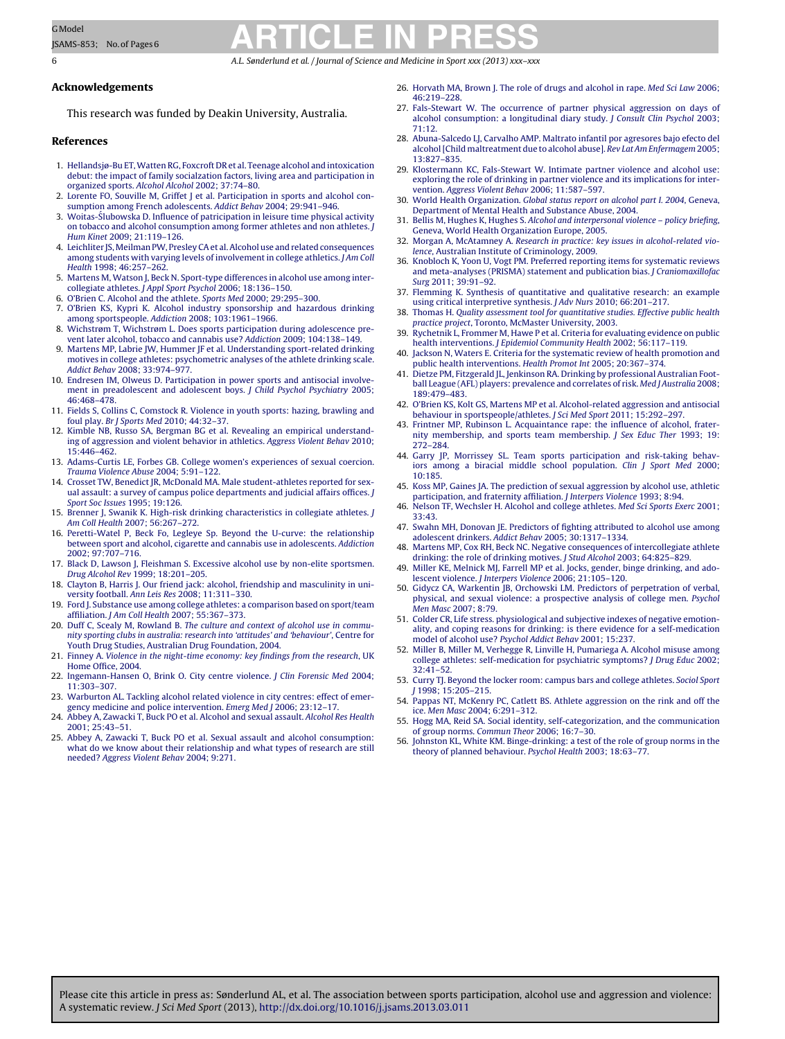## Acknowledgements

This research was funded by Deakin University, Australia.

## References

1. Hellandsjø-Bu ET, Watten RG, Foxcroft DR et al. Teenage alcohol and intoxication debut: the impact of family socialzation factors, living area and participation in organized sports. *Alcohol Alcohol* 2002; 37:74–80.
2. Lorente FO, Souville M, Griffet J et al. Participation in sports and alcohol consumption among French adolescents. *Addict Behav* 2004; 29:941–946.
3. Woitas-Ślubowska D. Influence of patricipation in leisure time physical activity on tobacco and alcohol consumption among former athletes and non athletes. *J Hum Kinet* 2009; 21:119–126.
4. Leichliter JS, Meilman PW, Presley CA et al. Alcohol use and related consequences among students with varying levels of involvement in college athletics. *J Am Coll Health* 1998; 46:257–262.
5. Martens M, Watson J, Beck N. Sport-type differences in alcohol use among intercollegiate athletes. *J Appl Sport Psychol* 2006; 18:136–150.
6. O'Brien C. Alcohol and the athlete. *Sports Med* 2000; 29:295–300.
7. O'Brien KS, Kypri K. Alcohol industry sponsorship and hazardous drinking among sportspeople. *Addiction* 2008; 103:1961–1966.
8. Wichstrøm T, Wichstrøm L. Does sports participation during adolescence prevent later alcohol, tobacco and cannabis use? *Addiction* 2009; 104:138–149.
9. Martens MP, Labrie JW, Hummer JF et al. Understanding sport-related drinking motives in college athletes: psychometric analyses of the athlete drinking scale. *Addict Behav* 2008; 33:974–977.
10. Endresen IM, Olweus D. Participation in power sports and antisocial involvement in preadolescent and adolescent boys. *J Child Psychol Psychiatry* 2005; 46:468–478.
11. Fields S, Collins C, Comstock R. Violence in youth sports: hazing, brawling and foul play. *Br J Sports Med* 2010; 44:32–37.
12. Kimble NB, Russo SA, Bergman BG et al. Revealing an empirical understanding of aggression and violent behavior in athletics. *Aggress Violent Behav* 2010; 15:446–462.
13. Adams-Curtis LE, Forbes GB. College women's experiences of sexual coercion. *Trauma Violence Abuse* 2004; 5:91–122.
14. Crosset TW, Benedict JR, McDonald MA. Male student-athletes reported for sexual assault: a survey of campus police departments and judicial affairs offices. *J Sport Soc Issues* 1995; 19:126.
15. Brenner J, Swanik K. High-risk drinking characteristics in collegiate athletes. *J Am Coll Health* 2007; 56:267–272.
16. Peretti-Watel P, Beck Fo, Legleye Sp. Beyond the U-curve: the relationship between sport and alcohol, cigarette and cannabis use in adolescents. *Addiction* 2002; 97:707–716.
17. Black D, Lawson J, Fleishman S. Excessive alcohol use by non-elite sportsmen. *Drug Alcohol Rev* 1999; 18:201–205.
18. Clayton B, Harris J. Our friend jack: alcohol, friendship and masculinity in university football. *Ann Leis Res* 2008; 11:311–330.
19. Ford J. Substance use among college athletes: a comparison based on sport/team affiliation. *J Am Coll Health* 2007; 55:367–373.
20. Duff C, Scealy M, Rowland B. *The culture and context of alcohol use in community sporting clubs in australia: research into 'attitudes' and 'behaviour'*, Centre for Youth Drug Studies, Australian Drug Foundation, 2004.
21. Finney A. *Violence in the night-time economy: key findings from the research*, UK Home Office, 2004.
22. Ingemann-Hansen O, Brink O. City centre violence. *J Clin Forensic Med* 2004; 11:303–307.
23. Warburton AL. Tackling alcohol related violence in city centres: effect of emergency medicine and police intervention. *Emerg Med J* 2006; 23:12–17.
24. Abbey A, Zawacki T, Buck PO et al. Alcohol and sexual assault. *Alcohol Res Health* 2001; 25:43–51.
25. Abbey A, Zawacki T, Buck PO et al. Sexual assault and alcohol consumption: what do we know about their relationship and what types of research are still needed? *Aggress Violent Behav* 2004; 9:271.
26. Horvath MA, Brown J. The role of drugs and alcohol in rape. *Med Sci Law* 2006; 46:219–228.
27. Fals-Stewart W. The occurrence of partner physical aggression on days of alcohol consumption: a longitudinal diary study. *J Consult Clin Psychol* 2003; 71:12.
28. Abuna-Salcedo LJ, Carvalho AMP. Maltrato infantil por agresores bajo efecto del alcohol [Child maltreatment due to alcohol abuse]. *Rev Lat Am Enfermagem* 2005; 13:827–835.
29. Klostermann KC, Fals-Stewart W. Intimate partner violence and alcohol use: exploring the role of drinking in partner violence and its implications for intervention. *Aggress Violent Behav* 2006; 11:587–597.
30. World Health Organization. *Global status report on alcohol part I. 2004*, Geneva, Department of Mental Health and Substance Abuse, 2004.
31. Bellis M, Hughes K, Hughes S. *Alcohol and interpersonal violence – policy briefing*, Geneva, World Health Organization Europe, 2005.
32. Morgan A, McAtamney A. *Research in practice: key issues in alcohol-related violence*, Australian Institute of Criminology, 2009.
36. Knobloch K, Yoon U, Vogt PM. Preferred reporting items for systematic reviews and meta-analyses (PRISMA) statement and publication bias. *J Craniomaxillofac Surg* 2011; 39:91–92.
37. Flemming K. Synthesis of quantitative and qualitative research: an example using critical interpretive synthesis. *J Adv Nurs* 2010; 66:201–217.
38. Thomas H. *Quality assessment tool for quantitative studies. Effective public health practice project*, Toronto, McMaster University, 2003.
39. Rychetnik L, Frommer M, Hawe P et al. Criteria for evaluating evidence on public health interventions. *J Epidemiol Community Health* 2002; 56:117–119.
40. Jackson N, Waters E. Criteria for the systematic review of health promotion and public health interventions. *Health Promot Int* 2005; 20:367–374.
41. Dietze PM, Fitzgerald JL, Jenkinson RA. Drinking by professional Australian Football League (AFL) players: prevalence and correlates of risk. *Med J Australia* 2008; 189:479–483.
42. O'Brien KS, Kolt GS, Martens MP et al. Alcohol-related aggression and antisocial behaviour in sportspeople/athletes. *J Sci Med Sport* 2011; 15:292–297.
43. Frintner MP, Rubinson L. Acquaintance rape: the influence of alcohol, fraternity membership, and sports team membership. *J Sex Educ Ther* 1993; 19: 272–284.
44. Garry JP, Morrissey SL. Team sports participation and risk-taking behaviors among a biracial middle school population. *Clin J Sport Med* 2000; 10:185.
45. Koss MP, Gaines JA. The prediction of sexual aggression by alcohol use, athletic participation, and fraternity affiliation. *J Interpers Violence* 1993; 8:94.
46. Nelson TF, Wechsler H. Alcohol and college athletes. *Med Sci Sports Exerc* 2001; 33:43.
47. Swahn MH, Donovan JE. Predictors of fighting attributed to alcohol use among adolescent drinkers. *Addict Behav* 2005; 30:1317–1334.
48. Martens MP, Cox RH, Beck NC. Negative consequences of intercollegiate athlete drinking: the role of drinking motives. *J Stud Alcohol* 2003; 64:825–829.
49. Miller KE, Melnick MJ, Farrell MP et al. Jocks, gender, binge drinking, and adolescent violence. *J Interpers Violence* 2006; 21:105–120.
50. Gidycz CA, Warkentin JB, Orchowski LM. Predictors of perpetration of verbal, physical, and sexual violence: a prospective analysis of college men. *Psychol Men Masc* 2007; 8:79.
51. Colder CR, Life stress. physiological and subjective indexes of negative emotionality, and coping reasons for drinking: is there evidence for a self-medication model of alcohol use? *Psychol Addict Behav* 2001; 15:237.
52. Miller B, Miller M, Verhegge R, Linville H, Pumariega A. Alcohol misuse among college athletes: self-medication for psychiatric symptoms? *J Drug Educ* 2002; 32:41–52.
53. Curry TJ. Beyond the locker room: campus bars and college athletes. *Sociol Sport J* 1998; 15:205–215.
54. Pappas NT, McKenry PC, Catlett BS. Athlete aggression on the rink and off the ice. *Men Masc* 2004; 6:291–312.
55. Hogg MA, Reid SA. Social identity, self-categorization, and the communication of group norms. *Commun Theor* 2006; 16:7–30.
56. Johnston KL, White KM. Binge-drinking: a test of the role of group norms in the theory of planned behaviour. *Psychol Health* 2003; 18:63–77.

Please cite this article in press as: Sønderlund AL, et al. The association between sports participation, alcohol use and aggression and violence: A systematic review. *J Sci Med Sport* (2013), http://dx.doi.org/10.1016/j.jsams.2013.03.011